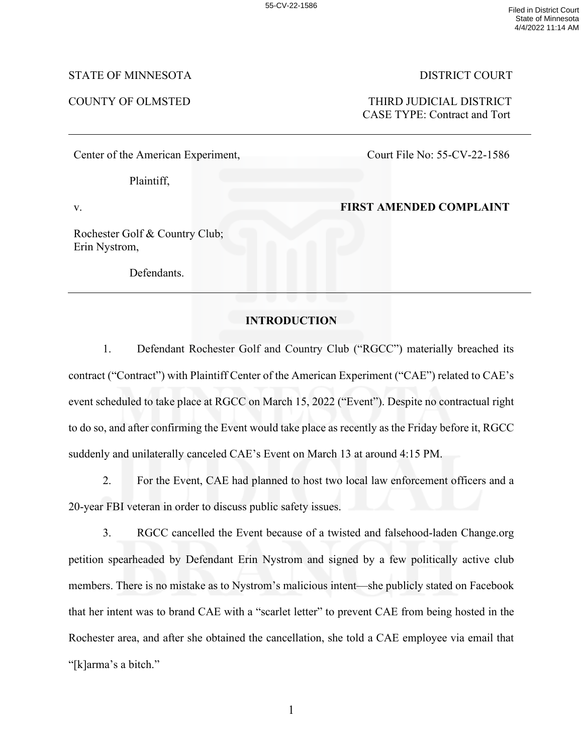STATE OF MINNESOTA DISTRICT COURT

COUNTY OF OLMSTED THIRD JUDICIAL DISTRICT
CASE TYPE: Contract and Tort

Center of the American Experiment,

Plaintiff,

v.

Rochester Golf & Country Club;
Erin Nystrom,

Defendants.

Court File No: 55-CV-22-1586

**FIRST AMENDED COMPLAINT**

## INTRODUCTION

1. Defendant Rochester Golf and Country Club ("RGCC") materially breached its contract ("Contract") with Plaintiff Center of the American Experiment ("CAE") related to CAE's event scheduled to take place at RGCC on March 15, 2022 ("Event"). Despite no contractual right to do so, and after confirming the Event would take place as recently as the Friday before it, RGCC suddenly and unilaterally canceled CAE's Event on March 13 at around 4:15 PM.

2. For the Event, CAE had planned to host two local law enforcement officers and a 20-year FBI veteran in order to discuss public safety issues.

3. RGCC cancelled the Event because of a twisted and falsehood-laden Change.org petition spearheaded by Defendant Erin Nystrom and signed by a few politically active club members. There is no mistake as to Nystrom's malicious intent—she publicly stated on Facebook that her intent was to brand CAE with a "scarlet letter" to prevent CAE from being hosted in the Rochester area, and after she obtained the cancellation, she told a CAE employee via email that "[k]arma's a bitch."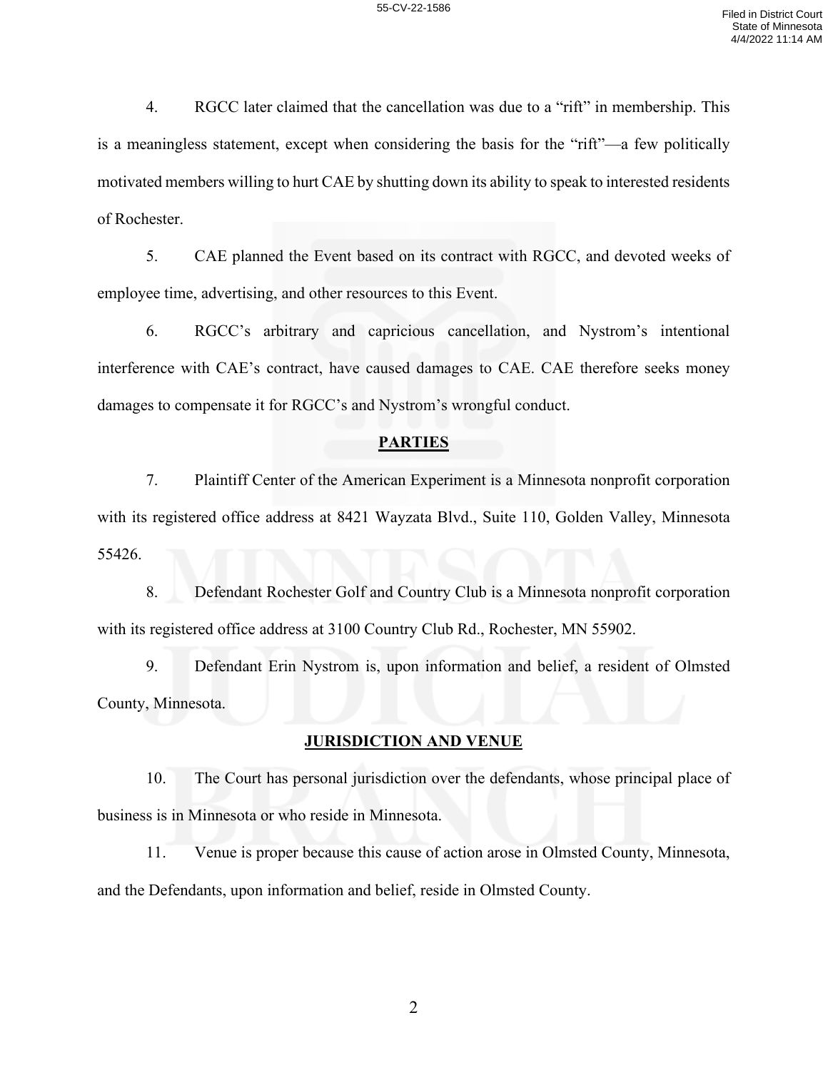4. RGCC later claimed that the cancellation was due to a "rift" in membership. This is a meaningless statement, except when considering the basis for the "rift"—a few politically motivated members willing to hurt CAE by shutting down its ability to speak to interested residents of Rochester.

5. CAE planned the Event based on its contract with RGCC, and devoted weeks of employee time, advertising, and other resources to this Event.

6. RGCC's arbitrary and capricious cancellation, and Nystrom's intentional interference with CAE's contract, have caused damages to CAE. CAE therefore seeks money damages to compensate it for RGCC's and Nystrom's wrongful conduct.

## PARTIES

7. Plaintiff Center of the American Experiment is a Minnesota nonprofit corporation with its registered office address at 8421 Wayzata Blvd., Suite 110, Golden Valley, Minnesota 55426.

8. Defendant Rochester Golf and Country Club is a Minnesota nonprofit corporation with its registered office address at 3100 Country Club Rd., Rochester, MN 55902.

9. Defendant Erin Nystrom is, upon information and belief, a resident of Olmsted County, Minnesota.

## JURISDICTION AND VENUE

10. The Court has personal jurisdiction over the defendants, whose principal place of business is in Minnesota or who reside in Minnesota.

11. Venue is proper because this cause of action arose in Olmsted County, Minnesota, and the Defendants, upon information and belief, reside in Olmsted County.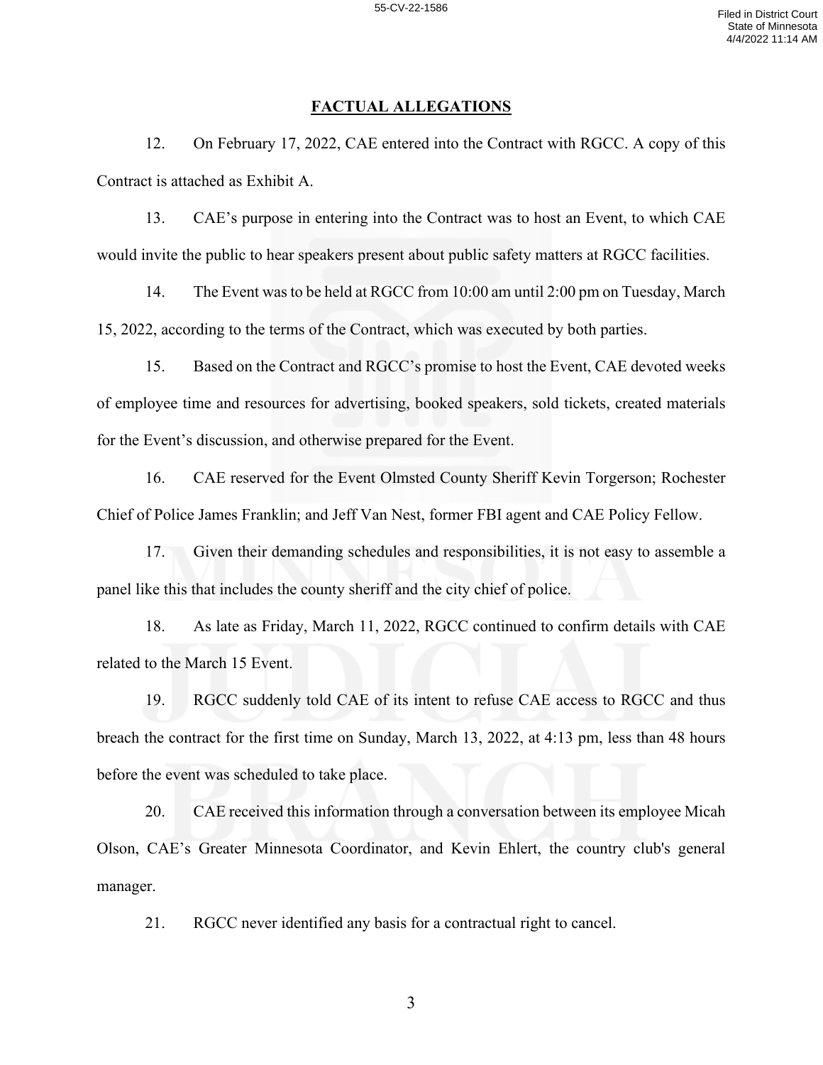## FACTUAL ALLEGATIONS

12. On February 17, 2022, CAE entered into the Contract with RGCC. A copy of this Contract is attached as Exhibit A.

13. CAE's purpose in entering into the Contract was to host an Event, to which CAE would invite the public to hear speakers present about public safety matters at RGCC facilities.

14. The Event was to be held at RGCC from 10:00 am until 2:00 pm on Tuesday, March 15, 2022, according to the terms of the Contract, which was executed by both parties.

15. Based on the Contract and RGCC's promise to host the Event, CAE devoted weeks of employee time and resources for advertising, booked speakers, sold tickets, created materials for the Event's discussion, and otherwise prepared for the Event.

16. CAE reserved for the Event Olmsted County Sheriff Kevin Torgerson; Rochester Chief of Police James Franklin; and Jeff Van Nest, former FBI agent and CAE Policy Fellow.

17. Given their demanding schedules and responsibilities, it is not easy to assemble a panel like this that includes the county sheriff and the city chief of police.

18. As late as Friday, March 11, 2022, RGCC continued to confirm details with CAE related to the March 15 Event.

19. RGCC suddenly told CAE of its intent to refuse CAE access to RGCC and thus breach the contract for the first time on Sunday, March 13, 2022, at 4:13 pm, less than 48 hours before the event was scheduled to take place.

20. CAE received this information through a conversation between its employee Micah Olson, CAE's Greater Minnesota Coordinator, and Kevin Ehlert, the country club's general manager.

21. RGCC never identified any basis for a contractual right to cancel.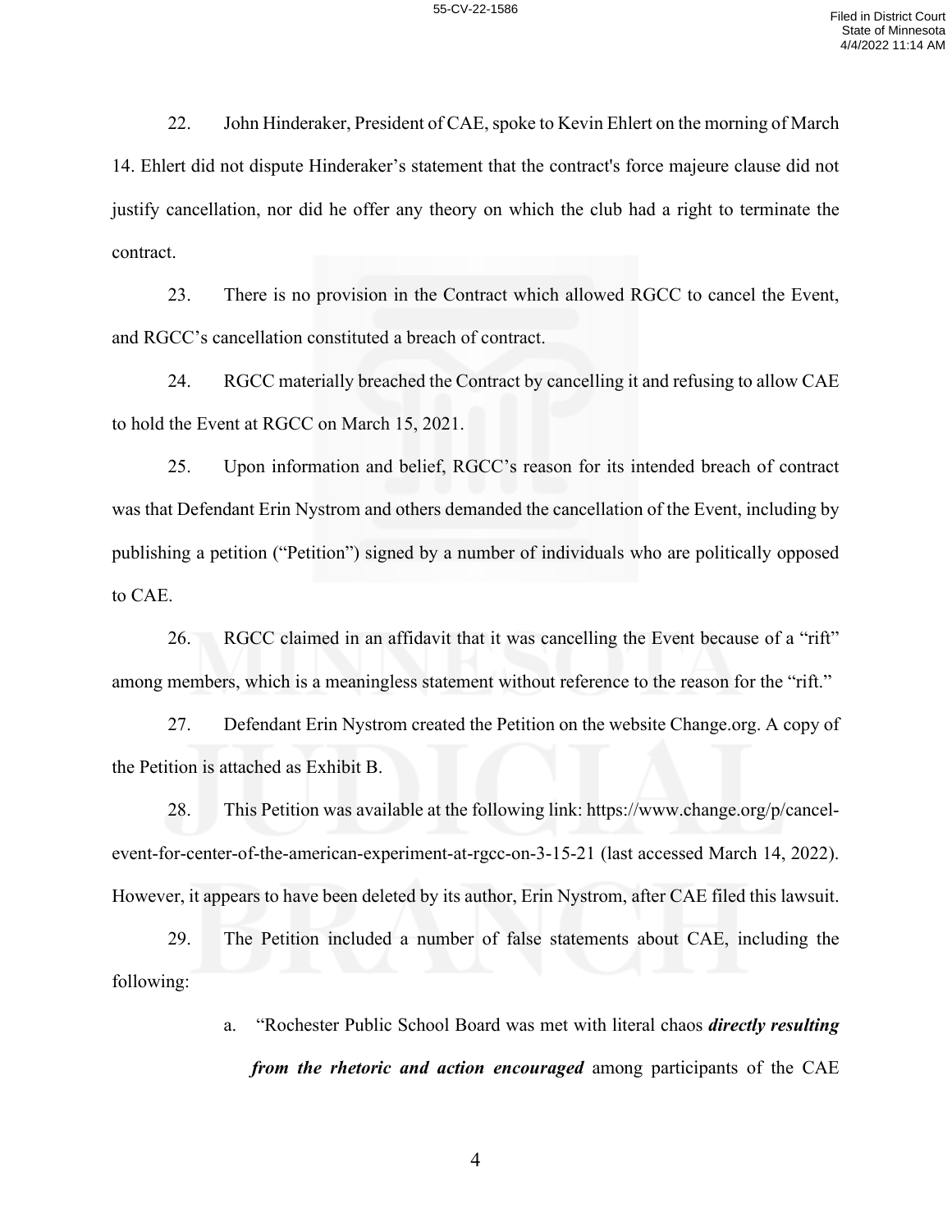22. John Hinderaker, President of CAE, spoke to Kevin Ehlert on the morning of March 14. Ehlert did not dispute Hinderaker's statement that the contract's force majeure clause did not justify cancellation, nor did he offer any theory on which the club had a right to terminate the contract.

23. There is no provision in the Contract which allowed RGCC to cancel the Event, and RGCC's cancellation constituted a breach of contract.

24. RGCC materially breached the Contract by cancelling it and refusing to allow CAE to hold the Event at RGCC on March 15, 2021.

25. Upon information and belief, RGCC's reason for its intended breach of contract was that Defendant Erin Nystrom and others demanded the cancellation of the Event, including by publishing a petition ("Petition") signed by a number of individuals who are politically opposed to CAE.

26. RGCC claimed in an affidavit that it was cancelling the Event because of a "rift" among members, which is a meaningless statement without reference to the reason for the "rift."

27. Defendant Erin Nystrom created the Petition on the website Change.org. A copy of the Petition is attached as Exhibit B.

28. This Petition was available at the following link: https://www.change.org/p/cancel-event-for-center-of-the-american-experiment-at-rgcc-on-3-15-21 (last accessed March 14, 2022). However, it appears to have been deleted by its author, Erin Nystrom, after CAE filed this lawsuit.

29. The Petition included a number of false statements about CAE, including the following:

   a. "Rochester Public School Board was met with literal chaos ***directly resulting from the rhetoric and action encouraged*** among participants of the CAE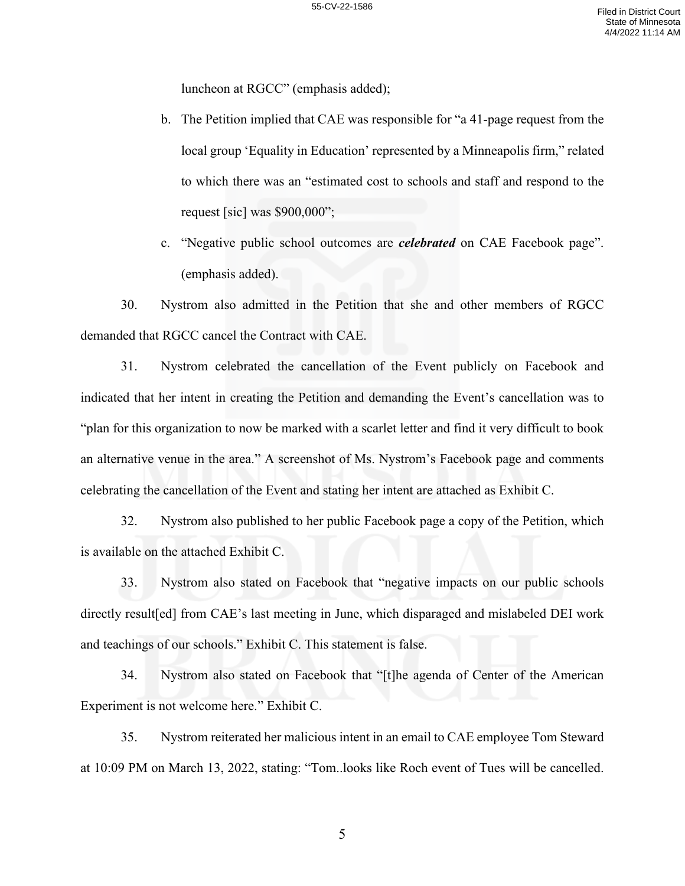luncheon at RGCC" (emphasis added);

b. The Petition implied that CAE was responsible for "a 41-page request from the local group 'Equality in Education' represented by a Minneapolis firm," related to which there was an "estimated cost to schools and staff and respond to the request [sic] was $900,000";

c. "Negative public school outcomes are ***celebrated*** on CAE Facebook page". (emphasis added).

30. Nystrom also admitted in the Petition that she and other members of RGCC demanded that RGCC cancel the Contract with CAE.

31. Nystrom celebrated the cancellation of the Event publicly on Facebook and indicated that her intent in creating the Petition and demanding the Event's cancellation was to "plan for this organization to now be marked with a scarlet letter and find it very difficult to book an alternative venue in the area." A screenshot of Ms. Nystrom's Facebook page and comments celebrating the cancellation of the Event and stating her intent are attached as Exhibit C.

32. Nystrom also published to her public Facebook page a copy of the Petition, which is available on the attached Exhibit C.

33. Nystrom also stated on Facebook that "negative impacts on our public schools directly result[ed] from CAE's last meeting in June, which disparaged and mislabeled DEI work and teachings of our schools." Exhibit C. This statement is false.

34. Nystrom also stated on Facebook that "[t]he agenda of Center of the American Experiment is not welcome here." Exhibit C.

35. Nystrom reiterated her malicious intent in an email to CAE employee Tom Steward at 10:09 PM on March 13, 2022, stating: "Tom..looks like Roch event of Tues will be cancelled.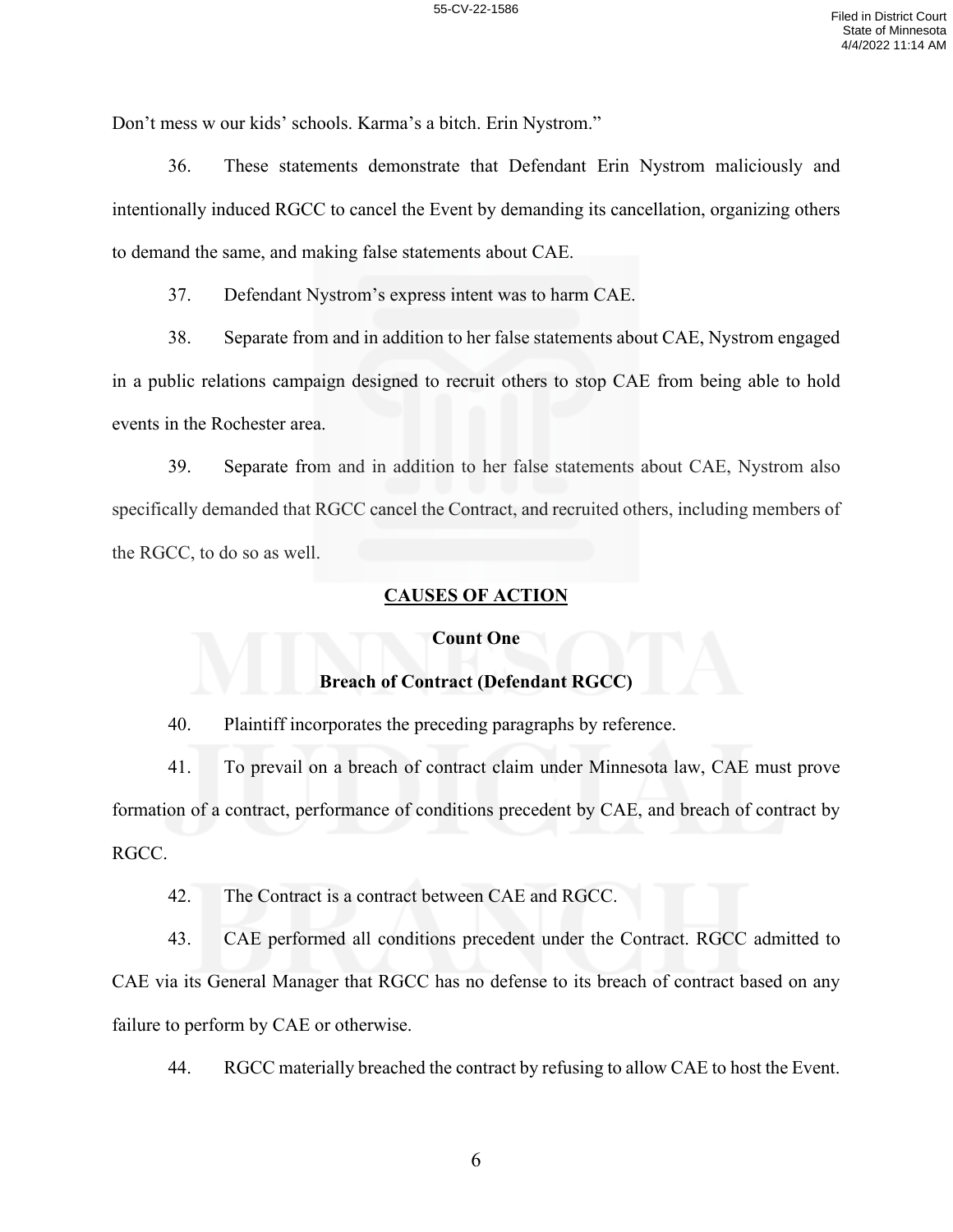Don't mess w our kids' schools. Karma's a bitch. Erin Nystrom."

36. These statements demonstrate that Defendant Erin Nystrom maliciously and intentionally induced RGCC to cancel the Event by demanding its cancellation, organizing others to demand the same, and making false statements about CAE.

37. Defendant Nystrom's express intent was to harm CAE.

38. Separate from and in addition to her false statements about CAE, Nystrom engaged in a public relations campaign designed to recruit others to stop CAE from being able to hold events in the Rochester area.

39. Separate from and in addition to her false statements about CAE, Nystrom also specifically demanded that RGCC cancel the Contract, and recruited others, including members of the RGCC, to do so as well.

## CAUSES OF ACTION

### Count One

### Breach of Contract (Defendant RGCC)

40. Plaintiff incorporates the preceding paragraphs by reference.

41. To prevail on a breach of contract claim under Minnesota law, CAE must prove formation of a contract, performance of conditions precedent by CAE, and breach of contract by RGCC.

42. The Contract is a contract between CAE and RGCC.

43. CAE performed all conditions precedent under the Contract. RGCC admitted to CAE via its General Manager that RGCC has no defense to its breach of contract based on any failure to perform by CAE or otherwise.

44. RGCC materially breached the contract by refusing to allow CAE to host the Event.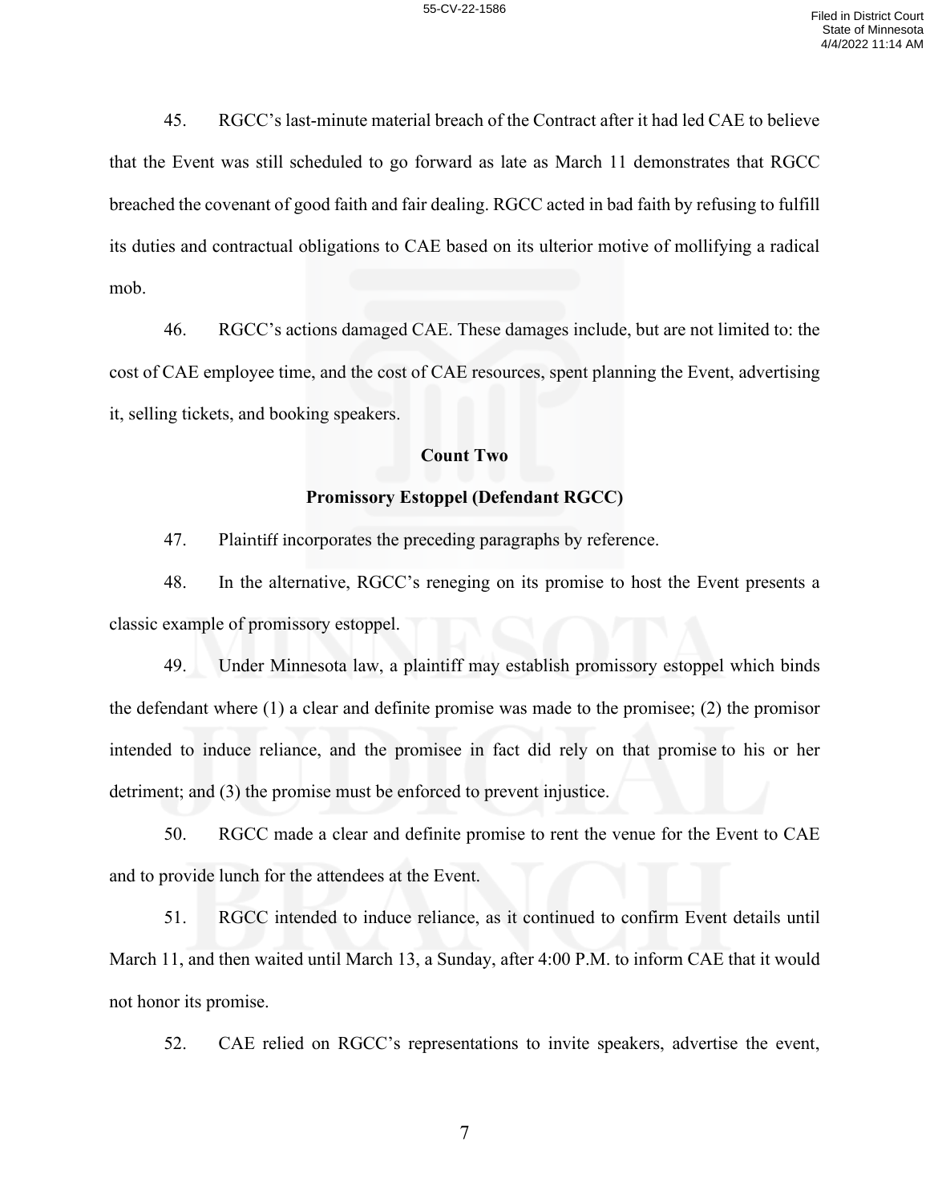45. RGCC's last-minute material breach of the Contract after it had led CAE to believe that the Event was still scheduled to go forward as late as March 11 demonstrates that RGCC breached the covenant of good faith and fair dealing. RGCC acted in bad faith by refusing to fulfill its duties and contractual obligations to CAE based on its ulterior motive of mollifying a radical mob.

46. RGCC's actions damaged CAE. These damages include, but are not limited to: the cost of CAE employee time, and the cost of CAE resources, spent planning the Event, advertising it, selling tickets, and booking speakers.

**Count Two**

**Promissory Estoppel (Defendant RGCC)**

47. Plaintiff incorporates the preceding paragraphs by reference.

48. In the alternative, RGCC's reneging on its promise to host the Event presents a classic example of promissory estoppel.

49. Under Minnesota law, a plaintiff may establish promissory estoppel which binds the defendant where (1) a clear and definite promise was made to the promisee; (2) the promisor intended to induce reliance, and the promisee in fact did rely on that promise to his or her detriment; and (3) the promise must be enforced to prevent injustice.

50. RGCC made a clear and definite promise to rent the venue for the Event to CAE and to provide lunch for the attendees at the Event.

51. RGCC intended to induce reliance, as it continued to confirm Event details until March 11, and then waited until March 13, a Sunday, after 4:00 P.M. to inform CAE that it would not honor its promise.

52. CAE relied on RGCC's representations to invite speakers, advertise the event,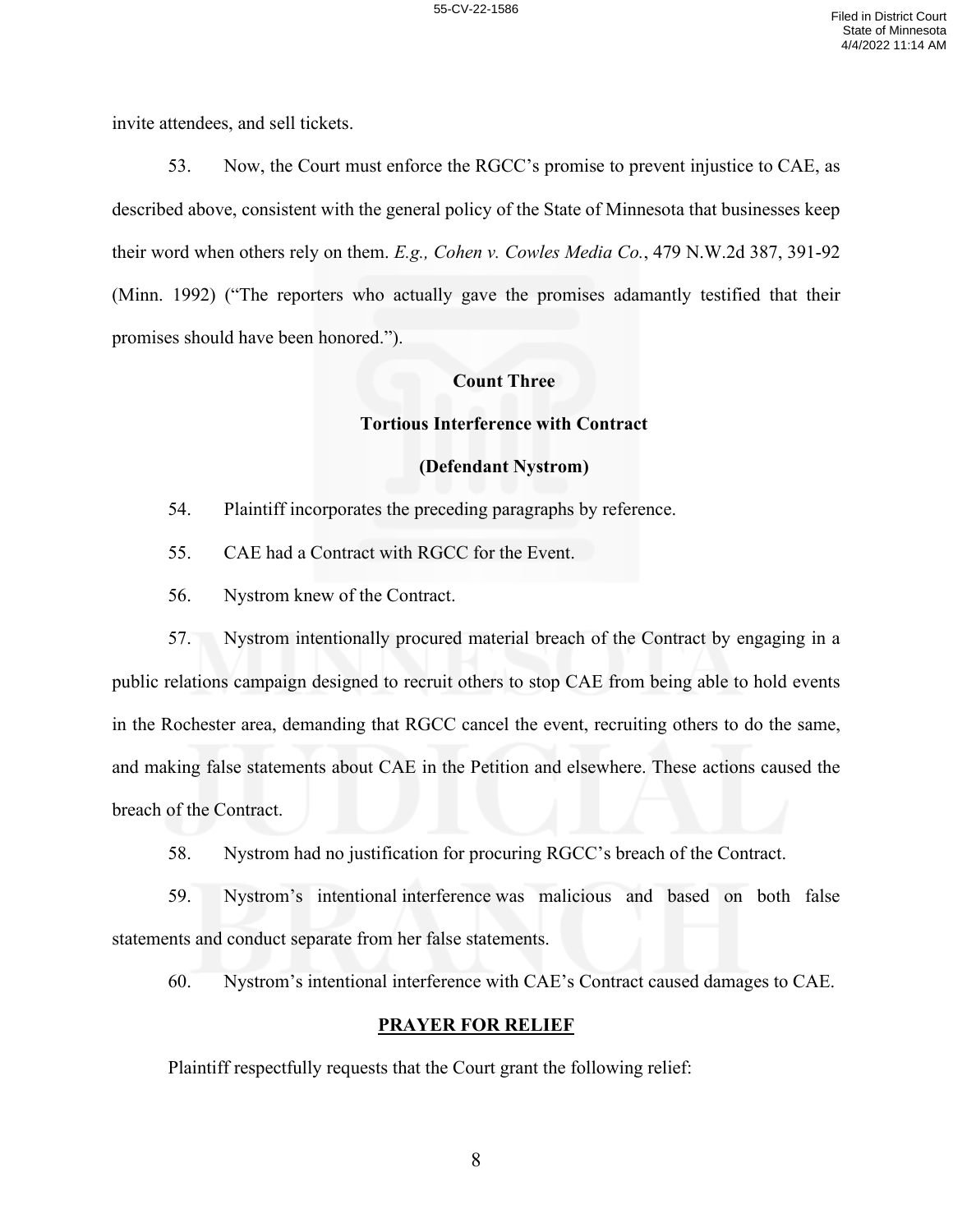invite attendees, and sell tickets.

53. Now, the Court must enforce the RGCC's promise to prevent injustice to CAE, as described above, consistent with the general policy of the State of Minnesota that businesses keep their word when others rely on them. *E.g., Cohen v. Cowles Media Co.*, 479 N.W.2d 387, 391-92 (Minn. 1992) ("The reporters who actually gave the promises adamantly testified that their promises should have been honored.").

**Count Three**

**Tortious Interference with Contract**

**(Defendant Nystrom)**

54. Plaintiff incorporates the preceding paragraphs by reference.

55. CAE had a Contract with RGCC for the Event.

56. Nystrom knew of the Contract.

57. Nystrom intentionally procured material breach of the Contract by engaging in a public relations campaign designed to recruit others to stop CAE from being able to hold events in the Rochester area, demanding that RGCC cancel the event, recruiting others to do the same, and making false statements about CAE in the Petition and elsewhere. These actions caused the breach of the Contract.

58. Nystrom had no justification for procuring RGCC's breach of the Contract.

59. Nystrom's intentional interference was malicious and based on both false statements and conduct separate from her false statements.

60. Nystrom's intentional interference with CAE's Contract caused damages to CAE.

**PRAYER FOR RELIEF**

Plaintiff respectfully requests that the Court grant the following relief: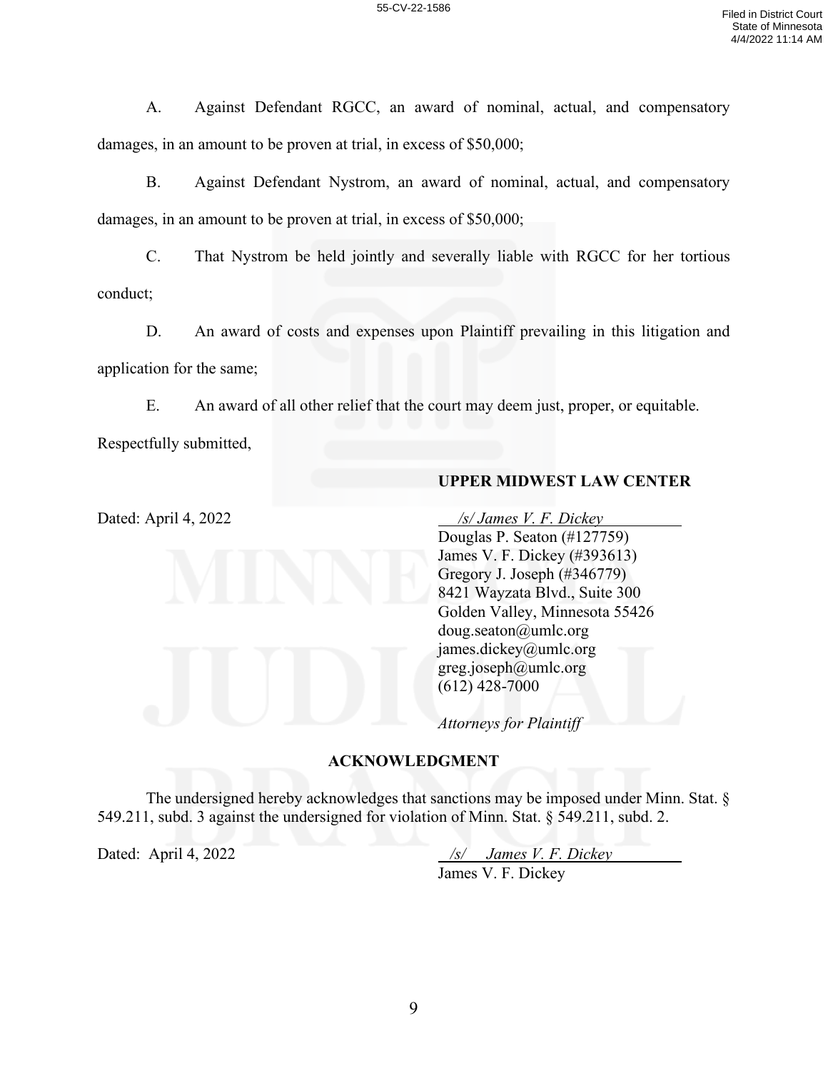A. Against Defendant RGCC, an award of nominal, actual, and compensatory damages, in an amount to be proven at trial, in excess of $50,000;

B. Against Defendant Nystrom, an award of nominal, actual, and compensatory damages, in an amount to be proven at trial, in excess of $50,000;

C. That Nystrom be held jointly and severally liable with RGCC for her tortious conduct;

D. An award of costs and expenses upon Plaintiff prevailing in this litigation and application for the same;

E. An award of all other relief that the court may deem just, proper, or equitable.

Respectfully submitted,

**UPPER MIDWEST LAW CENTER**

Dated: April 4, 2022

*/s/ James V. F. Dickey*
Douglas P. Seaton (#127759)
James V. F. Dickey (#393613)
Gregory J. Joseph (#346779)
8421 Wayzata Blvd., Suite 300
Golden Valley, Minnesota 55426
doug.seaton@umlc.org
james.dickey@umlc.org
greg.joseph@umlc.org
(612) 428-7000

*Attorneys for Plaintiff*

## ACKNOWLEDGMENT

The undersigned hereby acknowledges that sanctions may be imposed under Minn. Stat. § 549.211, subd. 3 against the undersigned for violation of Minn. Stat. § 549.211, subd. 2.

Dated: April 4, 2022

*/s/ James V. F. Dickey*
James V. F. Dickey